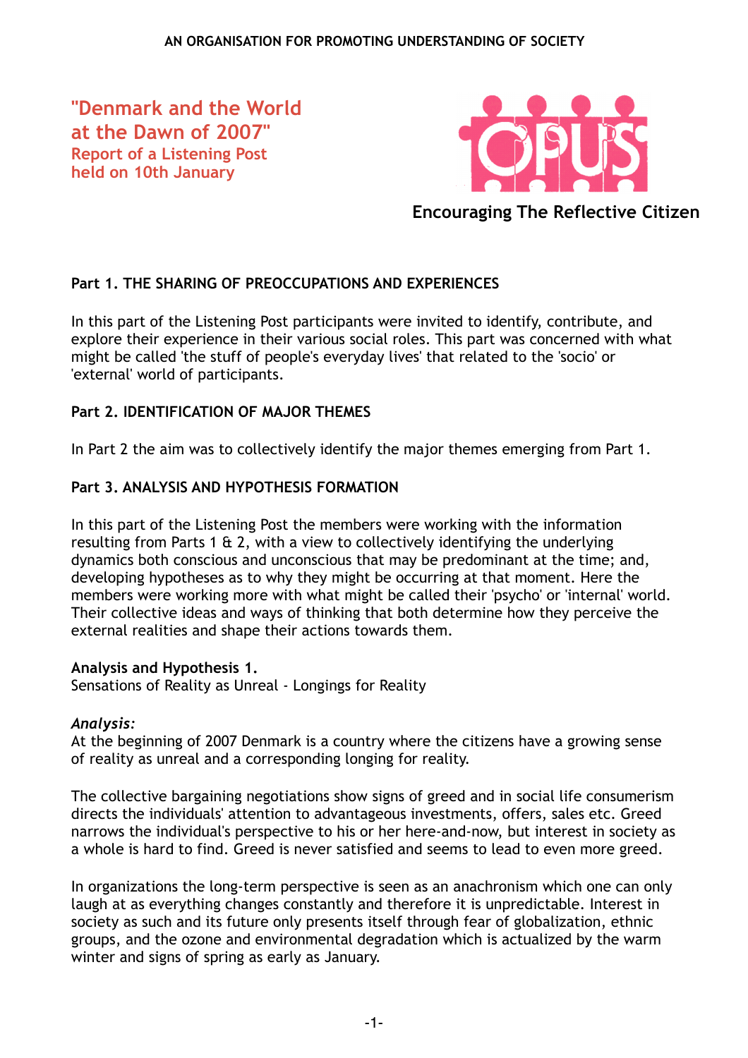AN ORGANISATION FOR PROMOTING UNDERSTANDING OF SOCIETY

# "Denmark and the World at the Dawn of 2007"

## Report of a Listening Post held on 10th January

OPUS

Encouraging The Reflective Citizen

**Part 1. THE SHARING OF PREOCCUPATIONS AND EXPERIENCES**

In this part of the Listening Post participants were invited to identify, contribute, and explore their experience in their various social roles. This part was concerned with what might be called 'the stuff of people's everyday lives' that related to the 'socio' or 'external' world of participants.

**Part 2. IDENTIFICATION OF MAJOR THEMES**

In Part 2 the aim was to collectively identify the major themes emerging from Part 1.

**Part 3. ANALYSIS AND HYPOTHESIS FORMATION**

In this part of the Listening Post the members were working with the information resulting from Parts 1 & 2, with a view to collectively identifying the underlying dynamics both conscious and unconscious that may be predominant at the time; and, developing hypotheses as to why they might be occurring at that moment. Here the members were working more with what might be called their 'psycho' or 'internal' world. Their collective ideas and ways of thinking that both determine how they perceive the external realities and shape their actions towards them.

**Analysis and Hypothesis 1.**
Sensations of Reality as Unreal - Longings for Reality

*Analysis:*
At the beginning of 2007 Denmark is a country where the citizens have a growing sense of reality as unreal and a corresponding longing for reality.

The collective bargaining negotiations show signs of greed and in social life consumerism directs the individuals' attention to advantageous investments, offers, sales etc. Greed narrows the individual's perspective to his or her here-and-now, but interest in society as a whole is hard to find. Greed is never satisfied and seems to lead to even more greed.

In organizations the long-term perspective is seen as an anachronism which one can only laugh at as everything changes constantly and therefore it is unpredictable. Interest in society as such and its future only presents itself through fear of globalization, ethnic groups, and the ozone and environmental degradation which is actualized by the warm winter and signs of spring as early as January.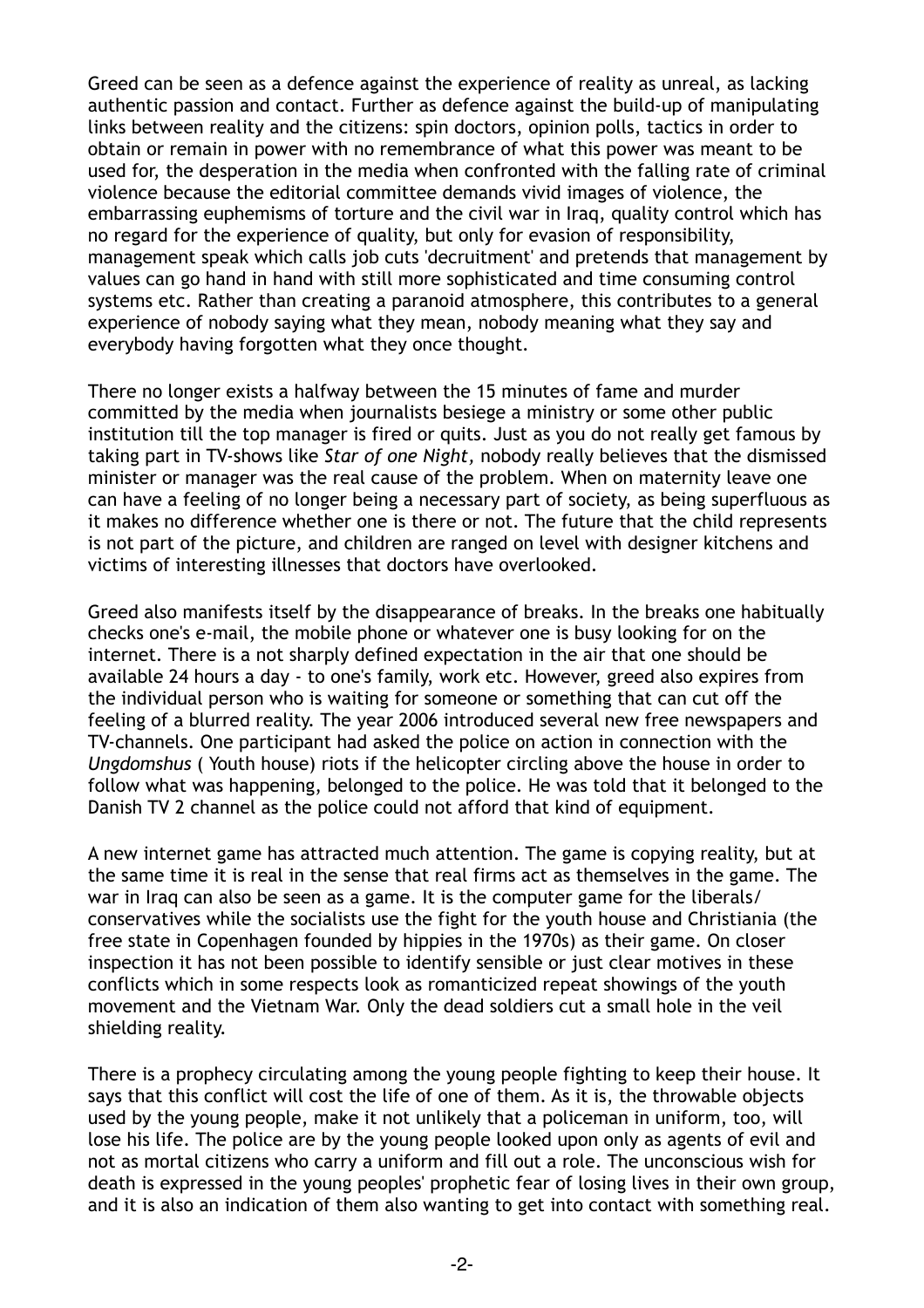Greed can be seen as a defence against the experience of reality as unreal, as lacking authentic passion and contact. Further as defence against the build-up of manipulating links between reality and the citizens: spin doctors, opinion polls, tactics in order to obtain or remain in power with no remembrance of what this power was meant to be used for, the desperation in the media when confronted with the falling rate of criminal violence because the editorial committee demands vivid images of violence, the embarrassing euphemisms of torture and the civil war in Iraq, quality control which has no regard for the experience of quality, but only for evasion of responsibility, management speak which calls job cuts 'decruitment' and pretends that management by values can go hand in hand with still more sophisticated and time consuming control systems etc. Rather than creating a paranoid atmosphere, this contributes to a general experience of nobody saying what they mean, nobody meaning what they say and everybody having forgotten what they once thought.

There no longer exists a halfway between the 15 minutes of fame and murder committed by the media when journalists besiege a ministry or some other public institution till the top manager is fired or quits. Just as you do not really get famous by taking part in TV-shows like *Star of one Night*, nobody really believes that the dismissed minister or manager was the real cause of the problem. When on maternity leave one can have a feeling of no longer being a necessary part of society, as being superfluous as it makes no difference whether one is there or not. The future that the child represents is not part of the picture, and children are ranged on level with designer kitchens and victims of interesting illnesses that doctors have overlooked.

Greed also manifests itself by the disappearance of breaks. In the breaks one habitually checks one's e-mail, the mobile phone or whatever one is busy looking for on the internet. There is a not sharply defined expectation in the air that one should be available 24 hours a day - to one's family, work etc. However, greed also expires from the individual person who is waiting for someone or something that can cut off the feeling of a blurred reality. The year 2006 introduced several new free newspapers and TV-channels. One participant had asked the police on action in connection with the *Ungdomshus* ( Youth house) riots if the helicopter circling above the house in order to follow what was happening, belonged to the police. He was told that it belonged to the Danish TV 2 channel as the police could not afford that kind of equipment.

A new internet game has attracted much attention. The game is copying reality, but at the same time it is real in the sense that real firms act as themselves in the game. The war in Iraq can also be seen as a game. It is the computer game for the liberals/ conservatives while the socialists use the fight for the youth house and Christiania (the free state in Copenhagen founded by hippies in the 1970s) as their game. On closer inspection it has not been possible to identify sensible or just clear motives in these conflicts which in some respects look as romanticized repeat showings of the youth movement and the Vietnam War. Only the dead soldiers cut a small hole in the veil shielding reality.

There is a prophecy circulating among the young people fighting to keep their house. It says that this conflict will cost the life of one of them. As it is, the throwable objects used by the young people, make it not unlikely that a policeman in uniform, too, will lose his life. The police are by the young people looked upon only as agents of evil and not as mortal citizens who carry a uniform and fill out a role. The unconscious wish for death is expressed in the young peoples' prophetic fear of losing lives in their own group, and it is also an indication of them also wanting to get into contact with something real.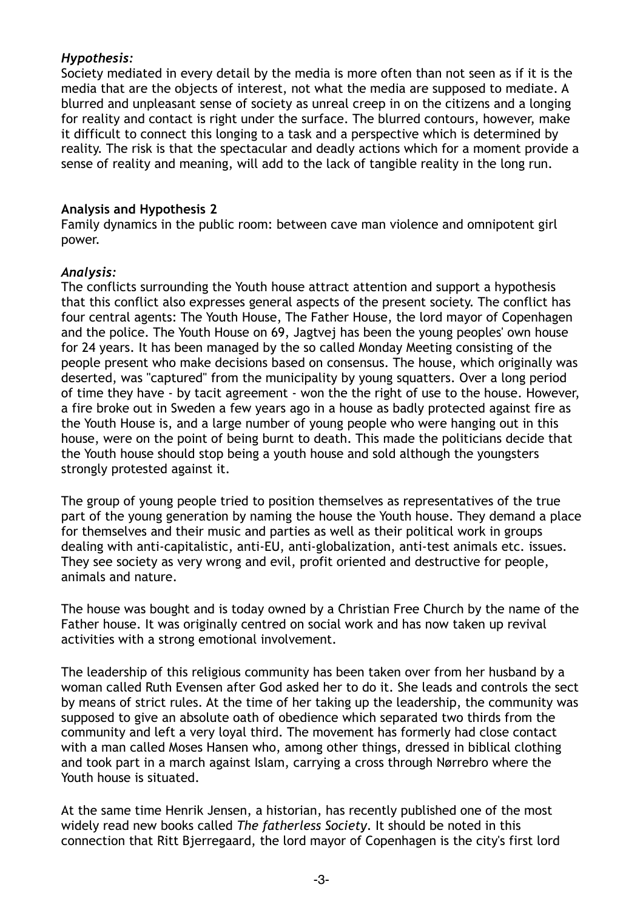*Hypothesis:*
Society mediated in every detail by the media is more often than not seen as if it is the media that are the objects of interest, not what the media are supposed to mediate. A blurred and unpleasant sense of society as unreal creep in on the citizens and a longing for reality and contact is right under the surface. The blurred contours, however, make it difficult to connect this longing to a task and a perspective which is determined by reality. The risk is that the spectacular and deadly actions which for a moment provide a sense of reality and meaning, will add to the lack of tangible reality in the long run.

**Analysis and Hypothesis 2**
Family dynamics in the public room: between cave man violence and omnipotent girl power.

*Analysis:*
The conflicts surrounding the Youth house attract attention and support a hypothesis that this conflict also expresses general aspects of the present society. The conflict has four central agents: The Youth House, The Father House, the lord mayor of Copenhagen and the police. The Youth House on 69, Jagtvej has been the young peoples' own house for 24 years. It has been managed by the so called Monday Meeting consisting of the people present who make decisions based on consensus. The house, which originally was deserted, was "captured" from the municipality by young squatters. Over a long period of time they have - by tacit agreement - won the the right of use to the house. However, a fire broke out in Sweden a few years ago in a house as badly protected against fire as the Youth House is, and a large number of young people who were hanging out in this house, were on the point of being burnt to death. This made the politicians decide that the Youth house should stop being a youth house and sold although the youngsters strongly protested against it.

The group of young people tried to position themselves as representatives of the true part of the young generation by naming the house the Youth house. They demand a place for themselves and their music and parties as well as their political work in groups dealing with anti-capitalistic, anti-EU, anti-globalization, anti-test animals etc. issues. They see society as very wrong and evil, profit oriented and destructive for people, animals and nature.

The house was bought and is today owned by a Christian Free Church by the name of the Father house. It was originally centred on social work and has now taken up revival activities with a strong emotional involvement.

The leadership of this religious community has been taken over from her husband by a woman called Ruth Evensen after God asked her to do it. She leads and controls the sect by means of strict rules. At the time of her taking up the leadership, the community was supposed to give an absolute oath of obedience which separated two thirds from the community and left a very loyal third. The movement has formerly had close contact with a man called Moses Hansen who, among other things, dressed in biblical clothing and took part in a march against Islam, carrying a cross through Nørrebro where the Youth house is situated.

At the same time Henrik Jensen, a historian, has recently published one of the most widely read new books called *The fatherless Society*. It should be noted in this connection that Ritt Bjerregaard, the lord mayor of Copenhagen is the city's first lord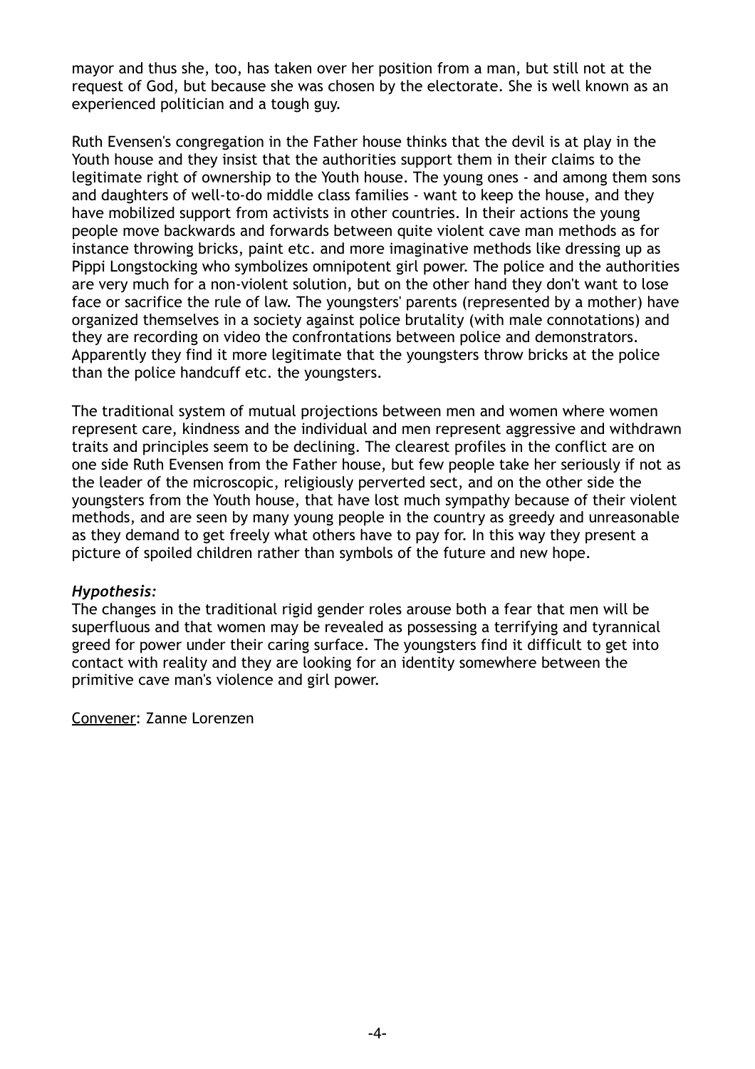mayor and thus she, too, has taken over her position from a man, but still not at the request of God, but because she was chosen by the electorate. She is well known as an experienced politician and a tough guy.

Ruth Evensen's congregation in the Father house thinks that the devil is at play in the Youth house and they insist that the authorities support them in their claims to the legitimate right of ownership to the Youth house. The young ones - and among them sons and daughters of well-to-do middle class families - want to keep the house, and they have mobilized support from activists in other countries. In their actions the young people move backwards and forwards between quite violent cave man methods as for instance throwing bricks, paint etc. and more imaginative methods like dressing up as Pippi Longstocking who symbolizes omnipotent girl power. The police and the authorities are very much for a non-violent solution, but on the other hand they don't want to lose face or sacrifice the rule of law. The youngsters' parents (represented by a mother) have organized themselves in a society against police brutality (with male connotations) and they are recording on video the confrontations between police and demonstrators. Apparently they find it more legitimate that the youngsters throw bricks at the police than the police handcuff etc. the youngsters.

The traditional system of mutual projections between men and women where women represent care, kindness and the individual and men represent aggressive and withdrawn traits and principles seem to be declining. The clearest profiles in the conflict are on one side Ruth Evensen from the Father house, but few people take her seriously if not as the leader of the microscopic, religiously perverted sect, and on the other side the youngsters from the Youth house, that have lost much sympathy because of their violent methods, and are seen by many young people in the country as greedy and unreasonable as they demand to get freely what others have to pay for. In this way they present a picture of spoiled children rather than symbols of the future and new hope.

***Hypothesis:***
The changes in the traditional rigid gender roles arouse both a fear that men will be superfluous and that women may be revealed as possessing a terrifying and tyrannical greed for power under their caring surface. The youngsters find it difficult to get into contact with reality and they are looking for an identity somewhere between the primitive cave man's violence and girl power.

<u>Convener</u>: Zanne Lorenzen